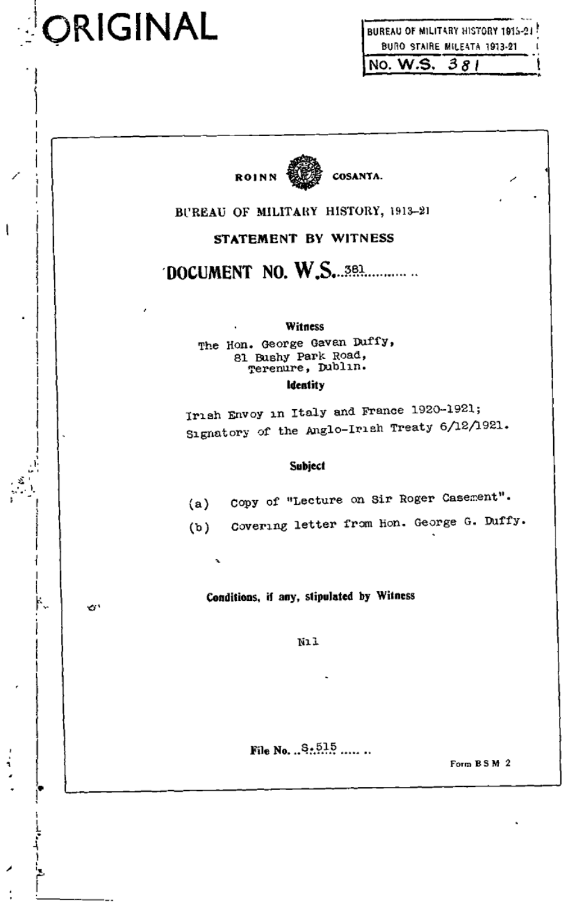ORIGINAL

BUREAU OF MILITARY HISTORY 1913-21
BURO STAIRE MILEATA 1913-21
No. W.S. 381

ROINN COSANTA.

BUREAU OF MILITARY HISTORY, 1913-21

STATEMENT BY WITNESS

**DOCUMENT NO. W.S. 381**

**Witness**

The Hon. George Gavan Duffy,
81 Bushy Park Road,
Terenure, Dublin.

**Identity**

Irish Envoy in Italy and France 1920-1921;
Signatory of the Anglo-Irish Treaty 6/12/1921.

**Subject**

(a) Copy of "Lecture on Sir Roger Casement".

(b) Covering letter from Hon. George G. Duffy.

**Conditions, if any, stipulated by Witness**

Nil

**File No.** S.515

Form B S M 2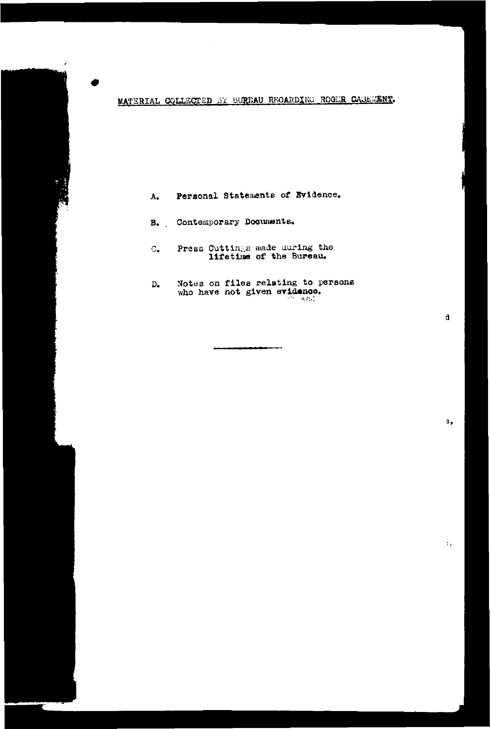# MATERIAL COLLECTED BY BUREAU REGARDING ROGER CASEMENT.

A. Personal Statements of Evidence.

B. Contemporary Documents.

C. Press Cuttings made during the lifetime of the Bureau.

D. Notes on files relating to persons who have not given evidence.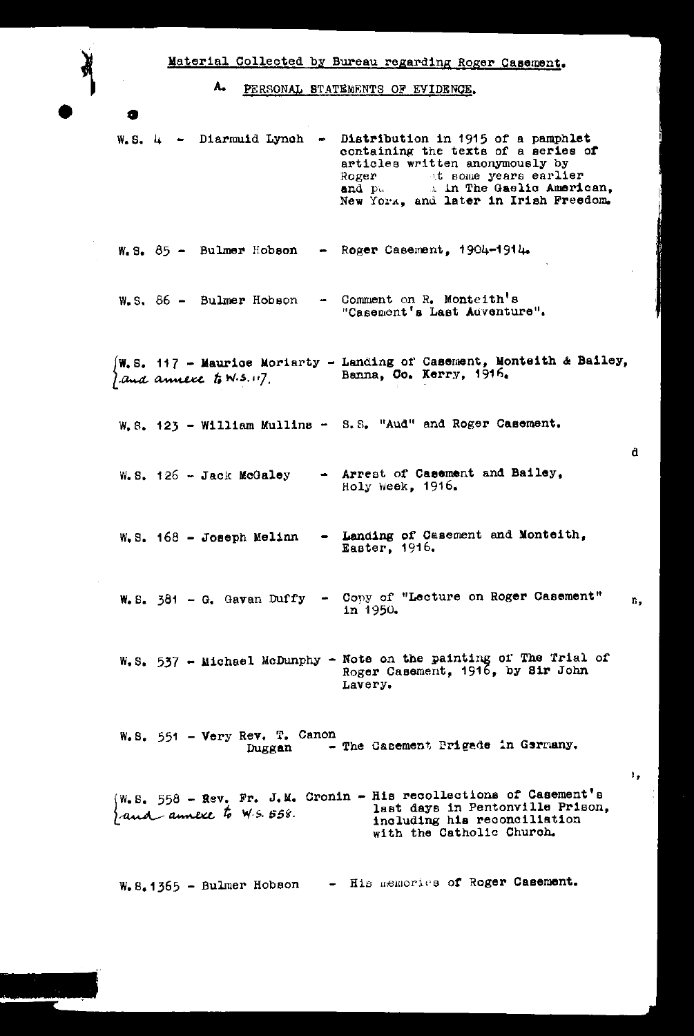Material Collected by Bureau regarding Roger Casement.

A. PERSONAL STATEMENTS OF EVIDENCE.

| | | |
|---|---|---|
| W.S. 4 | Diarmuid Lynch | Distribution in 1915 of a pamphlet containing the texts of a series of articles written anonymously by Roger  t some years earlier and pu  in The Gaelic American, New York, and later in Irish Freedom. |
| W.S. 85 | Bulmer Hobson | Roger Casement, 1904-1914. |
| W.S. 86 | Bulmer Hobson | Comment on R. Monteith's "Casement's Last Adventure". |
| W.S. 117 and annexe to W.S. 117. | Maurice Moriarty | Landing of Casement, Monteith & Bailey, Banna, Co. Kerry, 1916. |
| W.S. 123 | William Mullins | S.S. "Aud" and Roger Casement. |
| W.S. 126 | Jack McGaley | Arrest of Casement and Bailey, Holy Week, 1916. |
| W.S. 168 | Joseph Melinn | Landing of Casement and Monteith, Easter, 1916. |
| W.S. 381 | G. Gavan Duffy | Copy of "Lecture on Roger Casement" in 1950. |
| W.S. 537 | Michael McDunphy | Note on the painting of The Trial of Roger Casement, 1916, by Sir John Lavery. |
| W.S. 551 | Very Rev. T. Canon Duggan | The Casement Brigade in Germany. |
| W.S. 558 and annexe to W.S. 558. | Rev. Fr. J.M. Cronin | His recollections of Casement's last days in Pentonville Prison, including his reconciliation with the Catholic Church. |
| W.S. 1365 | Bulmer Hobson | His memories of Roger Casement. |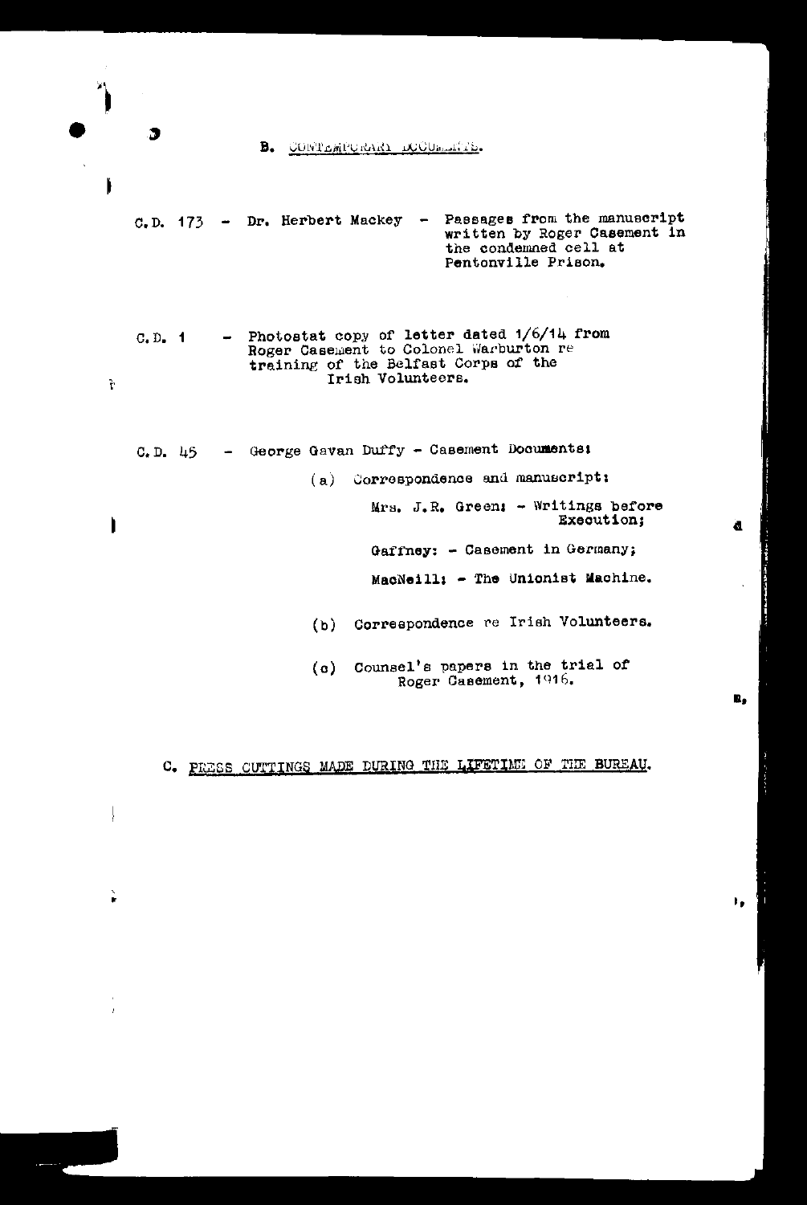## B. CONTEMPORARY DOCUMENTS.

C.D. 173 - Dr. Herbert Mackey - Passages from the manuscript written by Roger Casement in the condemned cell at Pentonville Prison.

C.D. 1 - Photostat copy of letter dated 1/6/14 from Roger Casement to Colonel Warburton re training of the Belfast Corps of the Irish Volunteers.

C.D. 45 - George Gavan Duffy - Casement Documents:

(a) Correspondence and manuscript:

Mrs. J.R. Green: - Writings before Execution;

Gaffney: - Casement in Germany;

MacNeill: - The Unionist Machine.

(b) Correspondence re Irish Volunteers.

(c) Counsel's papers in the trial of Roger Casement, 1916.

## C. PRESS CUTTINGS MADE DURING THE LIFETIME OF THE BUREAU.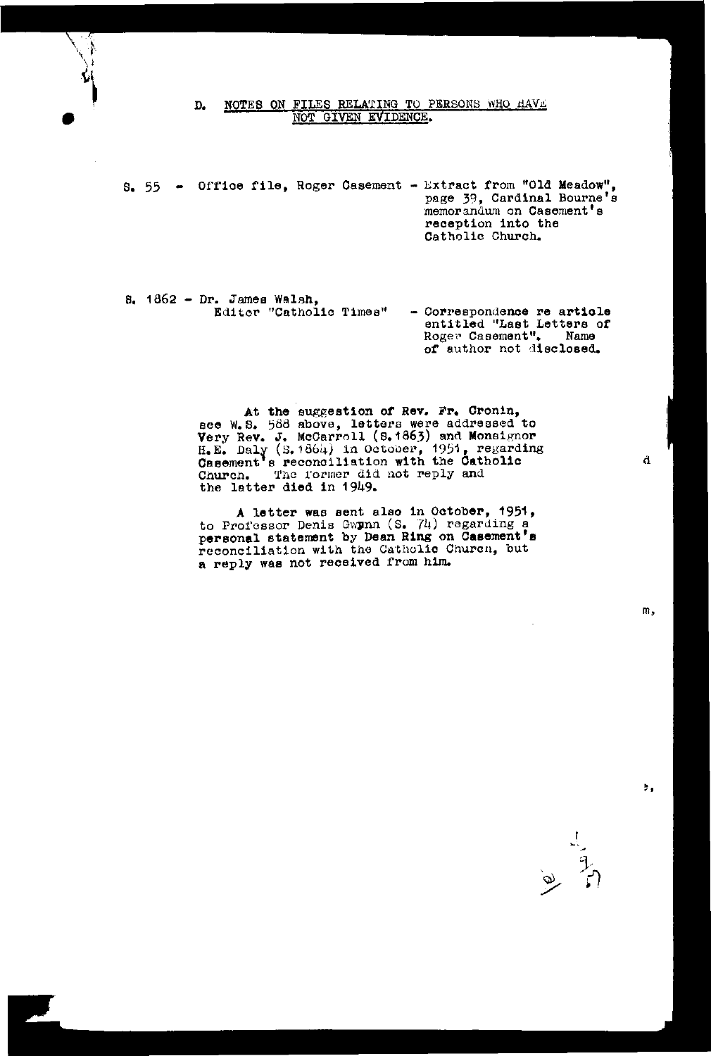D. NOTES ON FILES RELATING TO PERSONS WHO HAVE NOT GIVEN EVIDENCE.

| | | |
|---|---|---|
| S. 55 | Office file, Roger Casement | Extract from "Old Meadow", page 39, Cardinal Bourne's memorandum on Casement's reception into the Catholic Church. |
| S. 1862 | Dr. James Walsh, Editor "Catholic Times" | Correspondence re article entitled "Last Letters of Roger Casement". Name of author not disclosed. |

At the suggestion of Rev. Fr. Cronin, see W.S. 588 above, letters were addressed to Very Rev. J. McCarroll (S.1863) and Monsignor H.E. Daly (S.1864) in October, 1951, regarding Casement's reconciliation with the Catholic Church. The former did not reply and the latter died in 1949.

A letter was sent also in October, 1951, to Professor Denis Gwynn (S. 74) regarding a personal statement by Dean Ring on Casement's reconciliation with the Catholic Church, but a reply was not received from him.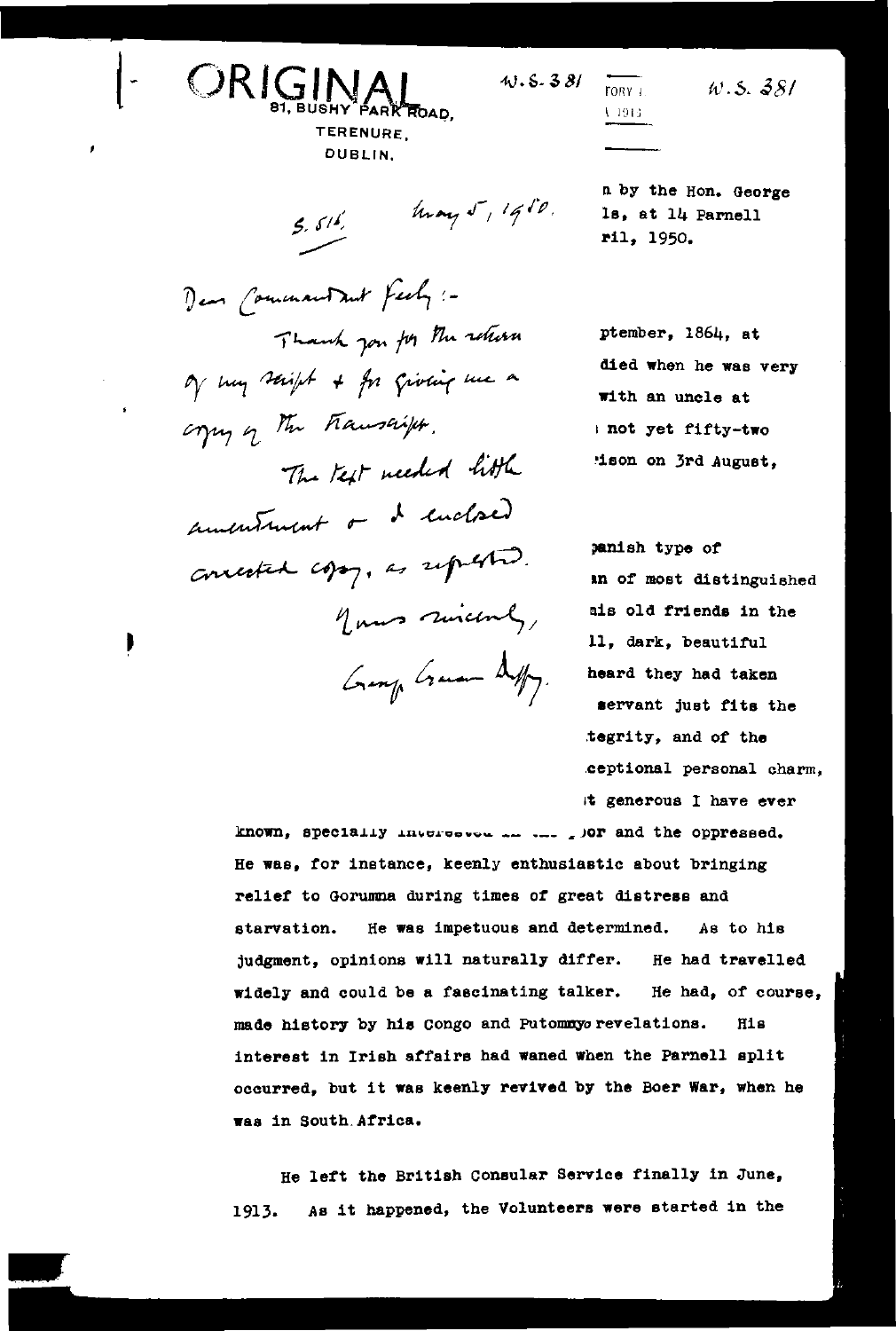ORIGINAL

W.S. 381

W.S. 381

81, BUSHY PARK ROAD,
TERENURE,
DUBLIN.

S. 515. May 5, 1950.

Dear Commandant Feely:-

Thank you for the return of my script + for giving me a copy of the transcript.

The text needed little amendment + I enclosed corrected copy, as requested.

Yours sincerely,

George Gavan Duffy.

n by the Hon. George
ls, at 14 Parnell
ril, 1950.

ptember, 1864, at
died when he was very
with an uncle at
not yet fifty-two
ison on 3rd August,

panish type of
an of most distinguished
ais old friends in the
ll, dark, beautiful
heard they had taken
servant just fits the
tegrity, and of the
ceptional personal charm,
t generous I have ever

known, specially interested ... ... ...oor and the oppressed. He was, for instance, keenly enthusiastic about bringing relief to Gorumna during times of great distress and starvation. He was impetuous and determined. As to his judgment, opinions will naturally differ. He had travelled widely and could be a fascinating talker. He had, of course, made history by his Congo and Putomayo revelations. His interest in Irish affairs had waned when the Parnell split occurred, but it was keenly revived by the Boer War, when he was in South Africa.

He left the British Consular Service finally in June, 1913. As it happened, the Volunteers were started in the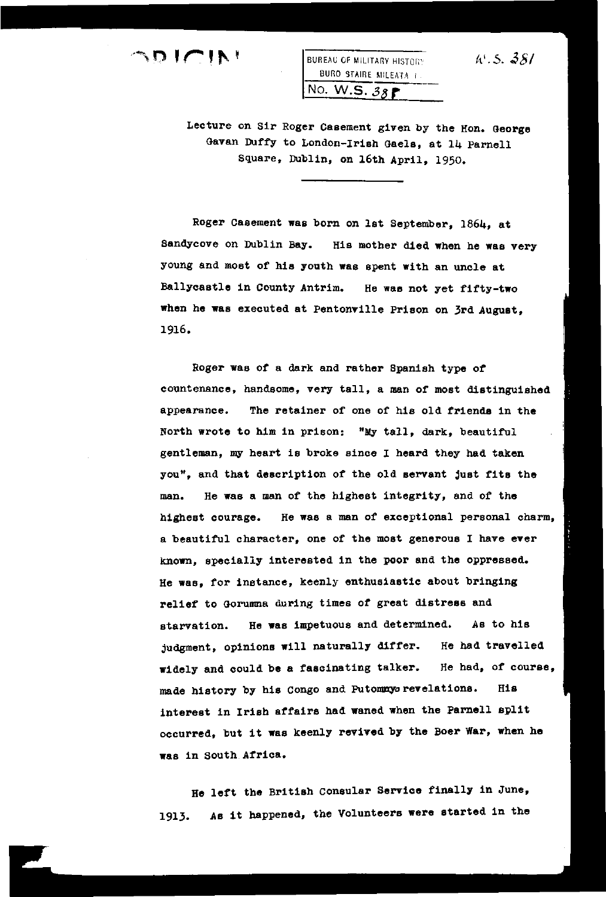ORIGINAL

BUREAU OF MILITARY HISTORY
BURO STAIRE MILEATA 1
No. W.S. 381

W.S. 381

Lecture on Sir Roger Casement given by the Hon. George Gavan Duffy to London-Irish Gaels, at 14 Parnell Square, Dublin, on 16th April, 1950.

---

Roger Casement was born on 1st September, 1864, at Sandycove on Dublin Bay. His mother died when he was very young and most of his youth was spent with an uncle at Ballycastle in County Antrim. He was not yet fifty-two when he was executed at Pentonville Prison on 3rd August, 1916.

Roger was of a dark and rather Spanish type of countenance, handsome, very tall, a man of most distinguished appearance. The retainer of one of his old friends in the North wrote to him in prison: "My tall, dark, beautiful gentleman, my heart is broke since I heard they had taken you", and that description of the old servant just fits the man. He was a man of the highest integrity, and of the highest courage. He was a man of exceptional personal charm, a beautiful character, one of the most generous I have ever known, specially interested in the poor and the oppressed. He was, for instance, keenly enthusiastic about bringing relief to Gorumna during times of great distress and starvation. He was impetuous and determined. As to his judgment, opinions will naturally differ. He had travelled widely and could be a fascinating talker. He had, of course, made history by his Congo and Putomayo revelations. His interest in Irish affairs had waned when the Parnell split occurred, but it was keenly revived by the Boer War, when he was in South Africa.

He left the British Consular Service finally in June, 1913. As it happened, the Volunteers were started in the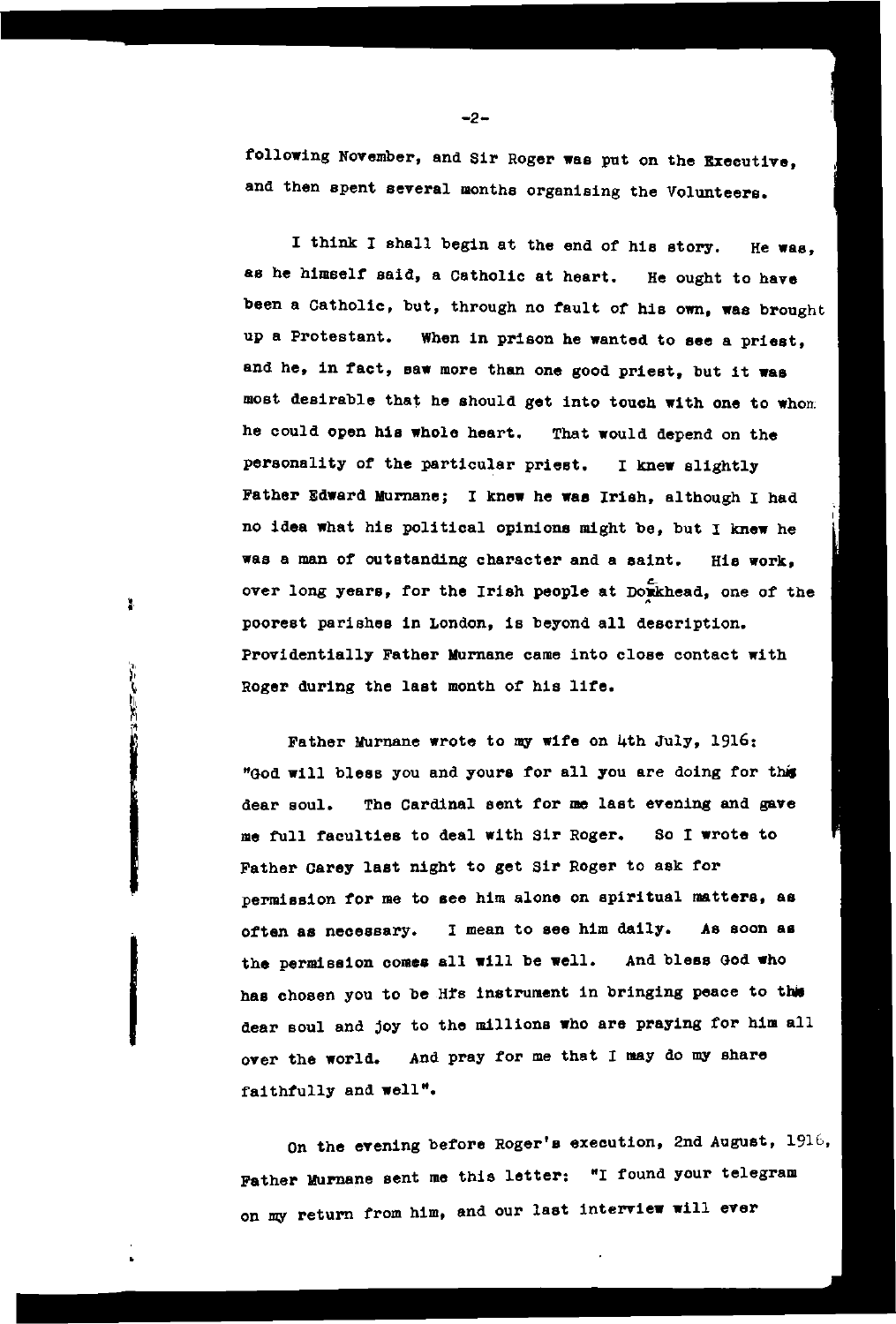following November, and Sir Roger was put on the Executive, and then spent several months organising the Volunteers.

I think I shall begin at the end of his story. He was, as he himself said, a Catholic at heart. He ought to have been a Catholic, but, through no fault of his own, was brought up a Protestant. When in prison he wanted to see a priest, and he, in fact, saw more than one good priest, but it was most desirable that he should get into touch with one to whom he could open his whole heart. That would depend on the personality of the particular priest. I knew slightly Father Edward Murnane; I knew he was Irish, although I had no idea what his political opinions might be, but I knew he was a man of outstanding character and a saint. His work, over long years, for the Irish people at Dockhead, one of the poorest parishes in London, is beyond all description. Providentially Father Murnane came into close contact with Roger during the last month of his life.

Father Murnane wrote to my wife on 4th July, 1916: "God will bless you and yours for all you are doing for this dear soul. The Cardinal sent for me last evening and gave me full faculties to deal with Sir Roger. So I wrote to Father Carey last night to get Sir Roger to ask for permission for me to see him alone on spiritual matters, as often as necessary. I mean to see him daily. As soon as the permission comes all will be well. And bless God who has chosen you to be His instrument in bringing peace to this dear soul and joy to the millions who are praying for him all over the world. And pray for me that I may do my share faithfully and well".

On the evening before Roger's execution, 2nd August, 1916, Father Murnane sent me this letter: "I found your telegram on my return from him, and our last interview will ever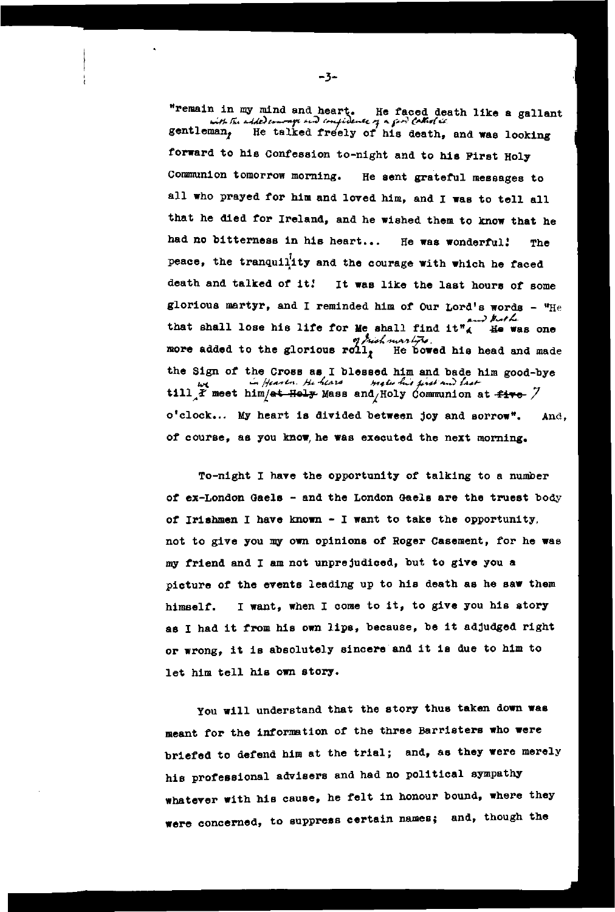"remain in my mind and heart. He faced death like a gallant gentleman, with the added courage and confidence of a good Catholic. He talked freely of his death, and was looking forward to his Confession to-night and to his First Holy Communion tomorrow morning. He sent grateful messages to all who prayed for him and loved him, and I was to tell all that he died for Ireland, and he wished them to know that he had no bitterness in his heart... He was wonderful! The peace, the tranquillity and the courage with which he faced death and talked of it! It was like the last hours of some glorious martyr, and I reminded him of Our Lord's words - "He that shall lose his life for Me shall find it" and that he was one more added to the glorious roll of Irish martyrs. He bowed his head and made the Sign of the Cross as I blessed him and bade him good-bye till we meet him in Heaven. He hears Mass and makes his first and last Holy Communion at 7 o'clock... My heart is divided between joy and sorrow". And, of course, as you know, he was executed the next morning.

To-night I have the opportunity of talking to a number of ex-London Gaels - and the London Gaels are the truest body of Irishmen I have known - I want to take the opportunity, not to give you my own opinions of Roger Casement, for he was my friend and I am not unprejudiced, but to give you a picture of the events leading up to his death as he saw them himself. I want, when I come to it, to give you his story as I had it from his own lips, because, be it adjudged right or wrong, it is absolutely sincere and it is due to him to let him tell his own story.

You will understand that the story thus taken down was meant for the information of the three Barristers who were briefed to defend him at the trial; and, as they were merely his professional advisers and had no political sympathy whatever with his cause, he felt in honour bound, where they were concerned, to suppress certain names; and, though the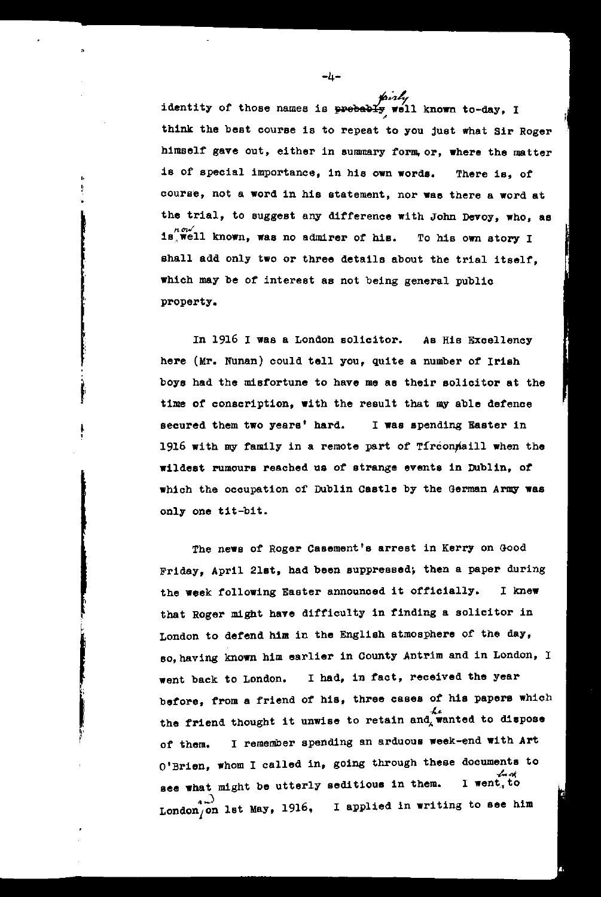identity of those names is fairly well known to-day, I think the best course is to repeat to you just what Sir Roger himself gave out, either in summary form, or, where the matter is of special importance, in his own words. There is, of course, not a word in his statement, nor was there a word at the trial, to suggest any difference with John Devoy, who, as is now well known, was no admirer of his. To his own story I shall add only two or three details about the trial itself, which may be of interest as not being general public property.

In 1916 I was a London solicitor. As His Excellency here (Mr. Nunan) could tell you, quite a number of Irish boys had the misfortune to have me as their solicitor at the time of conscription, with the result that my able defence secured them two years' hard. I was spending Easter in 1916 with my family in a remote part of Tírconaill when the wildest rumours reached us of strange events in Dublin, of which the occupation of Dublin Castle by the German Army was only one tit-bit.

The news of Roger Casement's arrest in Kerry on Good Friday, April 21st, had been suppressed; then a paper during the week following Easter announced it officially. I knew that Roger might have difficulty in finding a solicitor in London to defend him in the English atmosphere of the day, so, having known him earlier in County Antrim and in London, I went back to London. I had, in fact, received the year before, from a friend of his, three cases of his papers which the friend thought it unwise to retain and he wanted to dispose of them. I remember spending an arduous week-end with Art O'Brien, whom I called in, going through these documents to see what might be utterly seditious in them. I went back to London, and on 1st May, 1916, I applied in writing to see him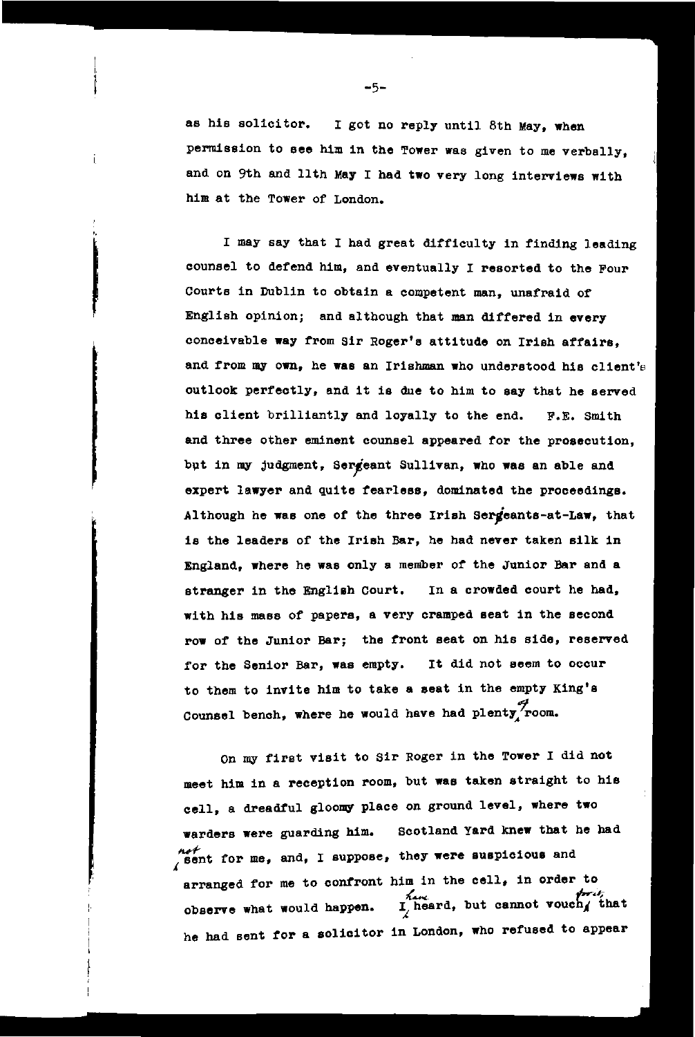as his solicitor. I got no reply until 8th May, when permission to see him in the Tower was given to me verbally, and on 9th and 11th May I had two very long interviews with him at the Tower of London.

I may say that I had great difficulty in finding leading counsel to defend him, and eventually I resorted to the Four Courts in Dublin to obtain a competent man, unafraid of English opinion; and although that man differed in every conceivable way from Sir Roger's attitude on Irish affairs, and from my own, he was an Irishman who understood his client's outlook perfectly, and it is due to him to say that he served his client brilliantly and loyally to the end. F.E. Smith and three other eminent counsel appeared for the prosecution, but in my judgment, Sergeant Sullivan, who was an able and expert lawyer and quite fearless, dominated the proceedings. Although he was one of the three Irish Sergeants-at-Law, that is the leaders of the Irish Bar, he had never taken silk in England, where he was only a member of the Junior Bar and a stranger in the English Court. In a crowded court he had, with his mass of papers, a very cramped seat in the second row of the Junior Bar; the front seat on his side, reserved for the Senior Bar, was empty. It did not seem to occur to them to invite him to take a seat in the empty King's Counsel bench, where he would have had plenty of room.

On my first visit to Sir Roger in the Tower I did not meet him in a reception room, but was taken straight to his cell, a dreadful gloomy place on ground level, where two warders were guarding him. Scotland Yard knew that he had not sent for me, and, I suppose, they were suspicious and arranged for me to confront him in the cell, in order to observe what would happen. I have heard, but cannot vouch for it, that he had sent for a solicitor in London, who refused to appear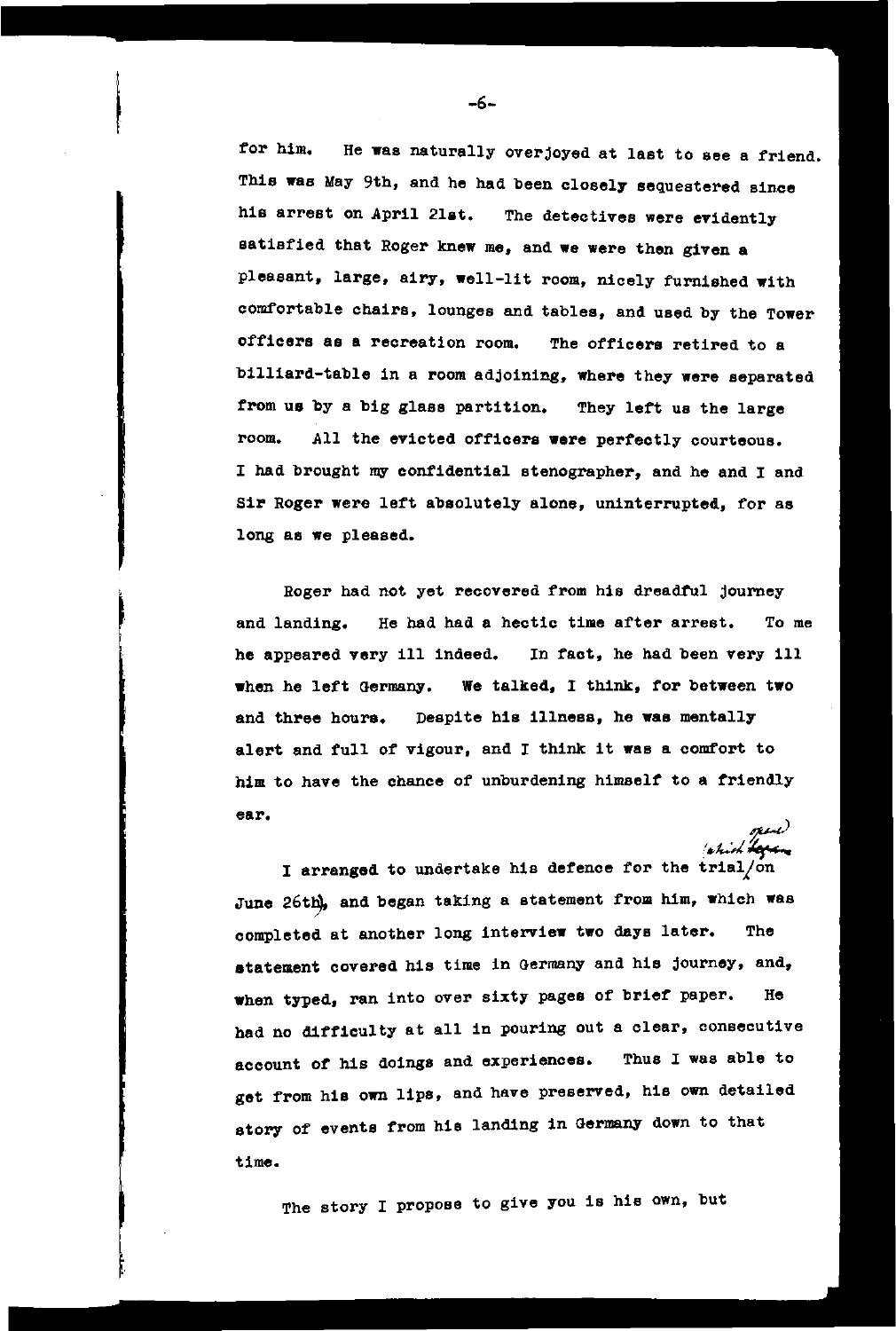for him. He was naturally overjoyed at last to see a friend. This was May 9th, and he had been closely sequestered since his arrest on April 21st. The detectives were evidently satisfied that Roger knew me, and we were then given a pleasant, large, airy, well-lit room, nicely furnished with comfortable chairs, lounges and tables, and used by the Tower officers as a recreation room. The officers retired to a billiard-table in a room adjoining, where they were separated from us by a big glass partition. They left us the large room. All the evicted officers were perfectly courteous. I had brought my confidential stenographer, and he and I and Sir Roger were left absolutely alone, uninterrupted, for as long as we pleased.

Roger had not yet recovered from his dreadful journey and landing. He had had a hectic time after arrest. To me he appeared very ill indeed. In fact, he had been very ill when he left Germany. We talked, I think, for between two and three hours. Despite his illness, he was mentally alert and full of vigour, and I think it was a comfort to him to have the chance of unburdening himself to a friendly ear.

I arranged to undertake his defence for the trial (which opened on June 26th), and began taking a statement from him, which was completed at another long interview two days later. The statement covered his time in Germany and his journey, and, when typed, ran into over sixty pages of brief paper. He had no difficulty at all in pouring out a clear, consecutive account of his doings and experiences. Thus I was able to get from his own lips, and have preserved, his own detailed story of events from his landing in Germany down to that time.

The story I propose to give you is his own, but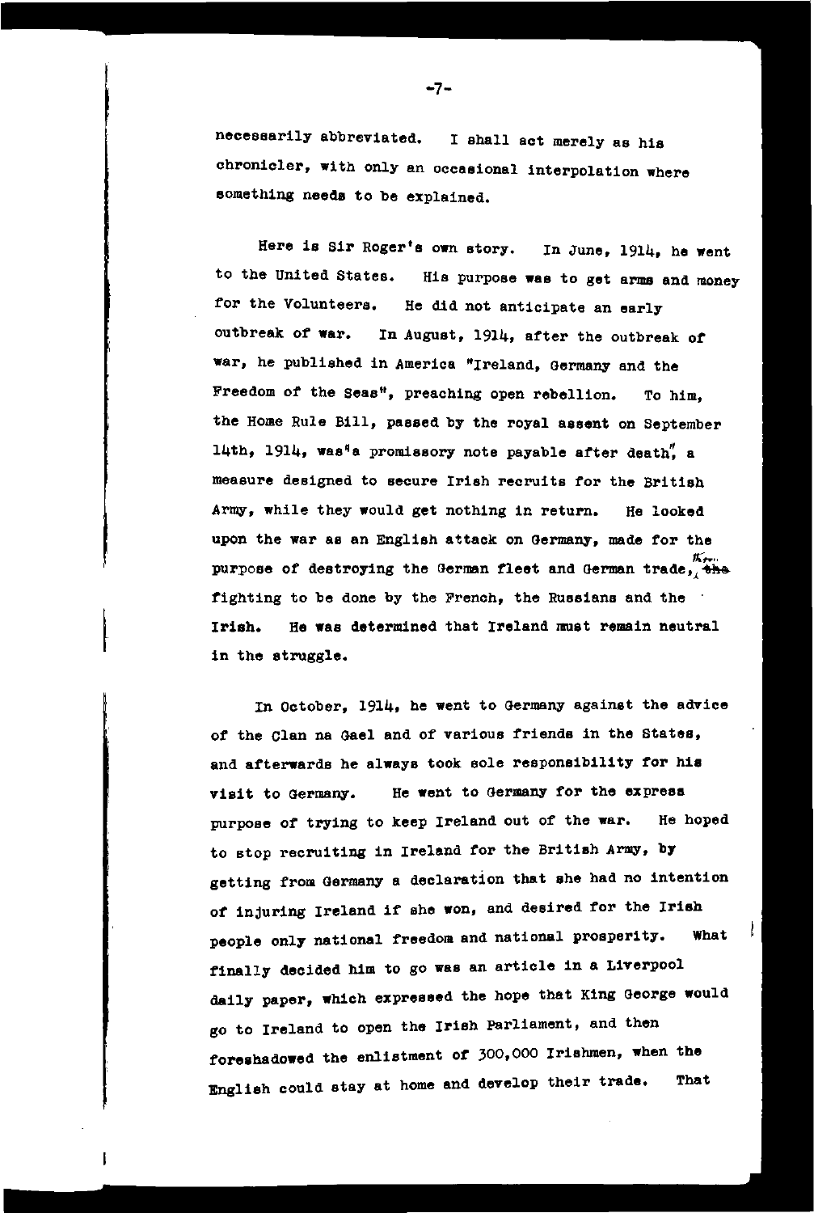necessarily abbreviated. I shall act merely as his chronicler, with only an occasional interpolation where something needs to be explained.

Here is Sir Roger's own story. In June, 1914, he went to the United States. His purpose was to get arms and money for the Volunteers. He did not anticipate an early outbreak of war. In August, 1914, after the outbreak of war, he published in America "Ireland, Germany and the Freedom of the Seas", preaching open rebellion. To him, the Home Rule Bill, passed by the royal assent on September 14th, 1914, was "a promissory note payable after death", a measure designed to secure Irish recruits for the British Army, while they would get nothing in return. He looked upon the war as an English attack on Germany, made for the purpose of destroying the German fleet and German trade, the fighting to be done by the French, the Russians and the Irish. He was determined that Ireland must remain neutral in the struggle.

In October, 1914, he went to Germany against the advice of the Clan na Gael and of various friends in the States, and afterwards he always took sole responsibility for his visit to Germany. He went to Germany for the express purpose of trying to keep Ireland out of the war. He hoped to stop recruiting in Ireland for the British Army, by getting from Germany a declaration that she had no intention of injuring Ireland if she won, and desired for the Irish people only national freedom and national prosperity. What finally decided him to go was an article in a Liverpool daily paper, which expressed the hope that King George would go to Ireland to open the Irish Parliament, and then foreshadowed the enlistment of 300,000 Irishmen, when the English could stay at home and develop their trade. That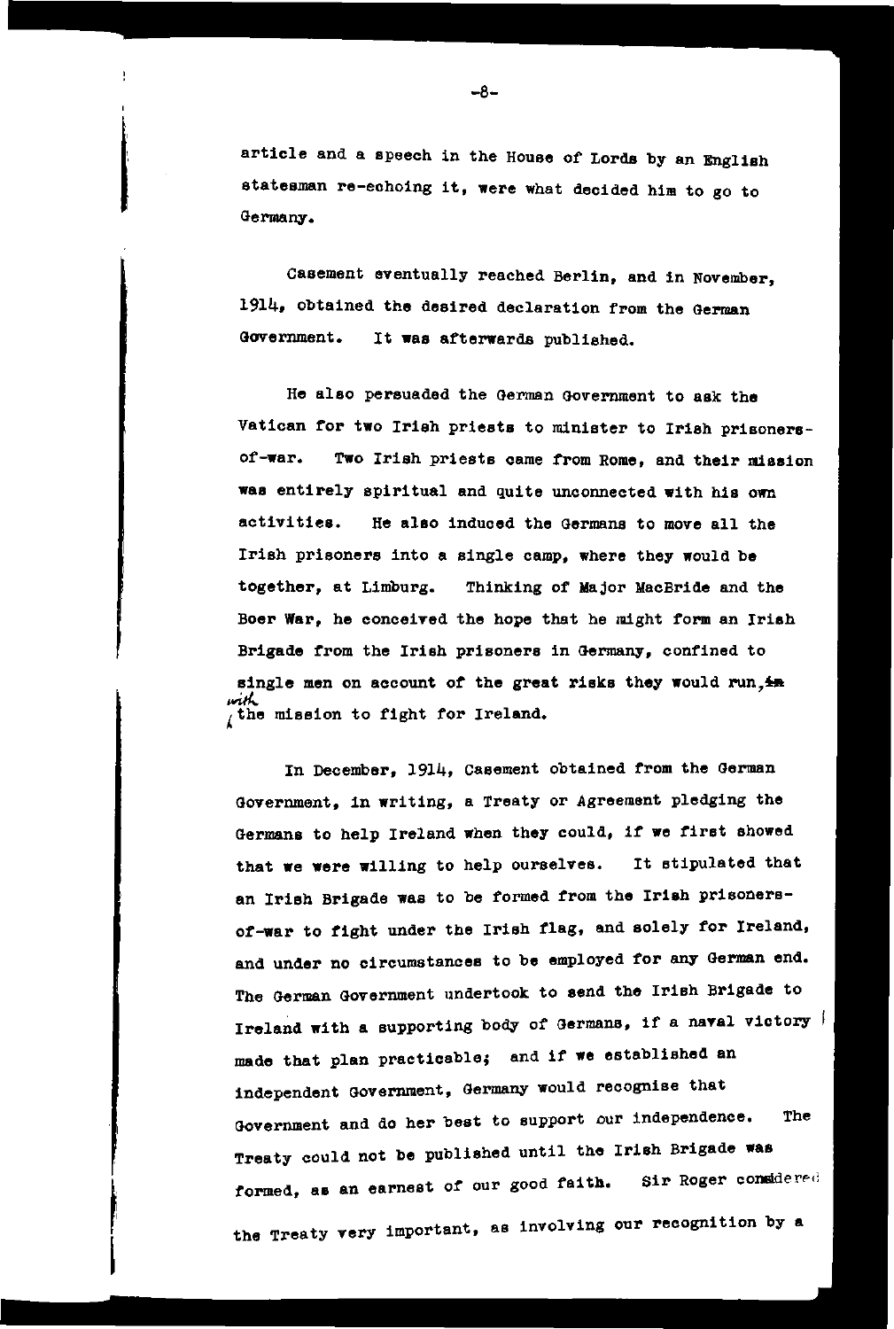article and a speech in the House of Lords by an English statesman re-echoing it, were what decided him to go to Germany.

Casement eventually reached Berlin, and in November, 1914, obtained the desired declaration from the German Government. It was afterwards published.

He also persuaded the German Government to ask the Vatican for two Irish priests to minister to Irish prisoners-of-war. Two Irish priests came from Rome, and their mission was entirely spiritual and quite unconnected with his own activities. He also induced the Germans to move all the Irish prisoners into a single camp, where they would be together, at Limburg. Thinking of Major MacBride and the Boer War, he conceived the hope that he might form an Irish Brigade from the Irish prisoners in Germany, confined to single men on account of the great risks they would run, with the mission to fight for Ireland.

In December, 1914, Casement obtained from the German Government, in writing, a Treaty or Agreement pledging the Germans to help Ireland when they could, if we first showed that we were willing to help ourselves. It stipulated that an Irish Brigade was to be formed from the Irish prisoners-of-war to fight under the Irish flag, and solely for Ireland, and under no circumstances to be employed for any German end. The German Government undertook to send the Irish Brigade to Ireland with a supporting body of Germans, if a naval victory made that plan practicable; and if we established an independent Government, Germany would recognise that Government and do her best to support our independence. The Treaty could not be published until the Irish Brigade was formed, as an earnest of our good faith. Sir Roger considered the Treaty very important, as involving our recognition by a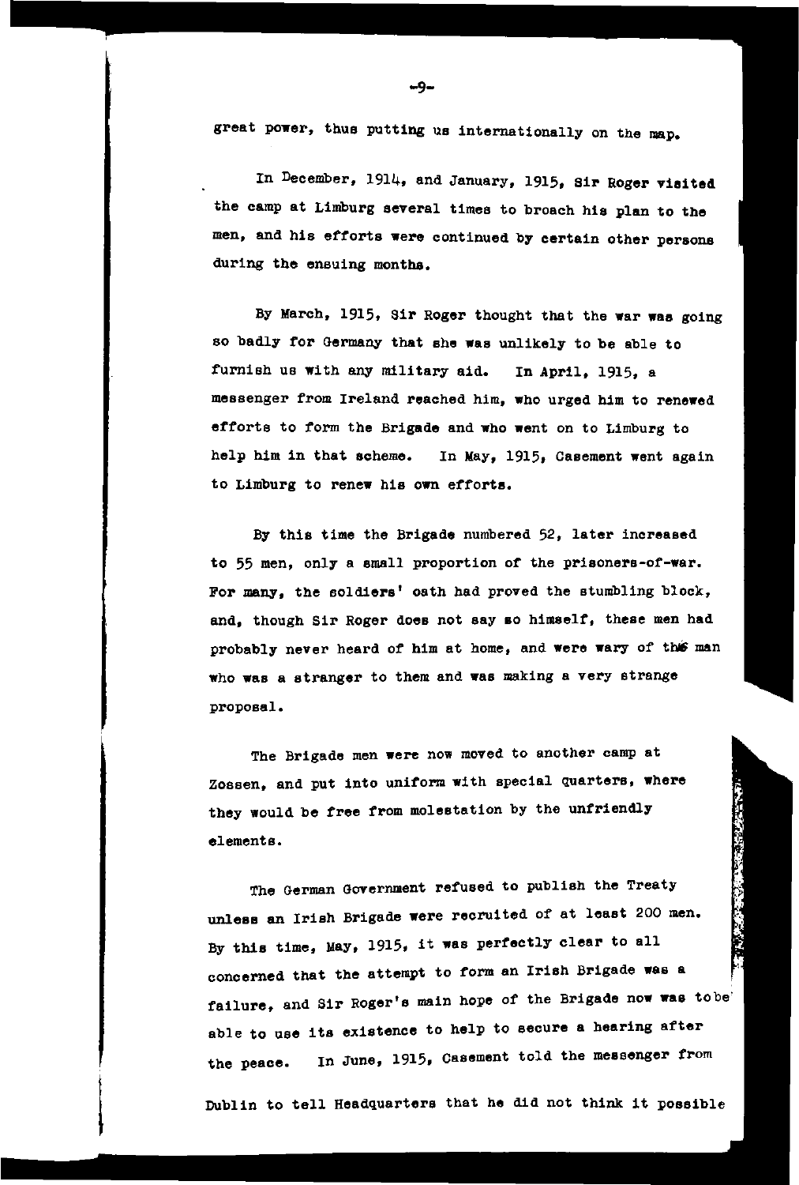great power, thus putting us internationally on the map.

In December, 1914, and January, 1915, Sir Roger visited the camp at Limburg several times to broach his plan to the men, and his efforts were continued by certain other persons during the ensuing months.

By March, 1915, Sir Roger thought that the war was going so badly for Germany that she was unlikely to be able to furnish us with any military aid. In April, 1915, a messenger from Ireland reached him, who urged him to renewed efforts to form the Brigade and who went on to Limburg to help him in that scheme. In May, 1915, Casement went again to Limburg to renew his own efforts.

By this time the Brigade numbered 52, later increased to 55 men, only a small proportion of the prisoners-of-war. For many, the soldiers' oath had proved the stumbling block, and, though Sir Roger does not say so himself, these men had probably never heard of him at home, and were wary of the man who was a stranger to them and was making a very strange proposal.

The Brigade men were now moved to another camp at Zossen, and put into uniform with special quarters, where they would be free from molestation by the unfriendly elements.

The German Government refused to publish the Treaty unless an Irish Brigade were recruited of at least 200 men. By this time, May, 1915, it was perfectly clear to all concerned that the attempt to form an Irish Brigade was a failure, and Sir Roger's main hope of the Brigade now was to be able to use its existence to help to secure a hearing after the peace. In June, 1915, Casement told the messenger from Dublin to tell Headquarters that he did not think it possible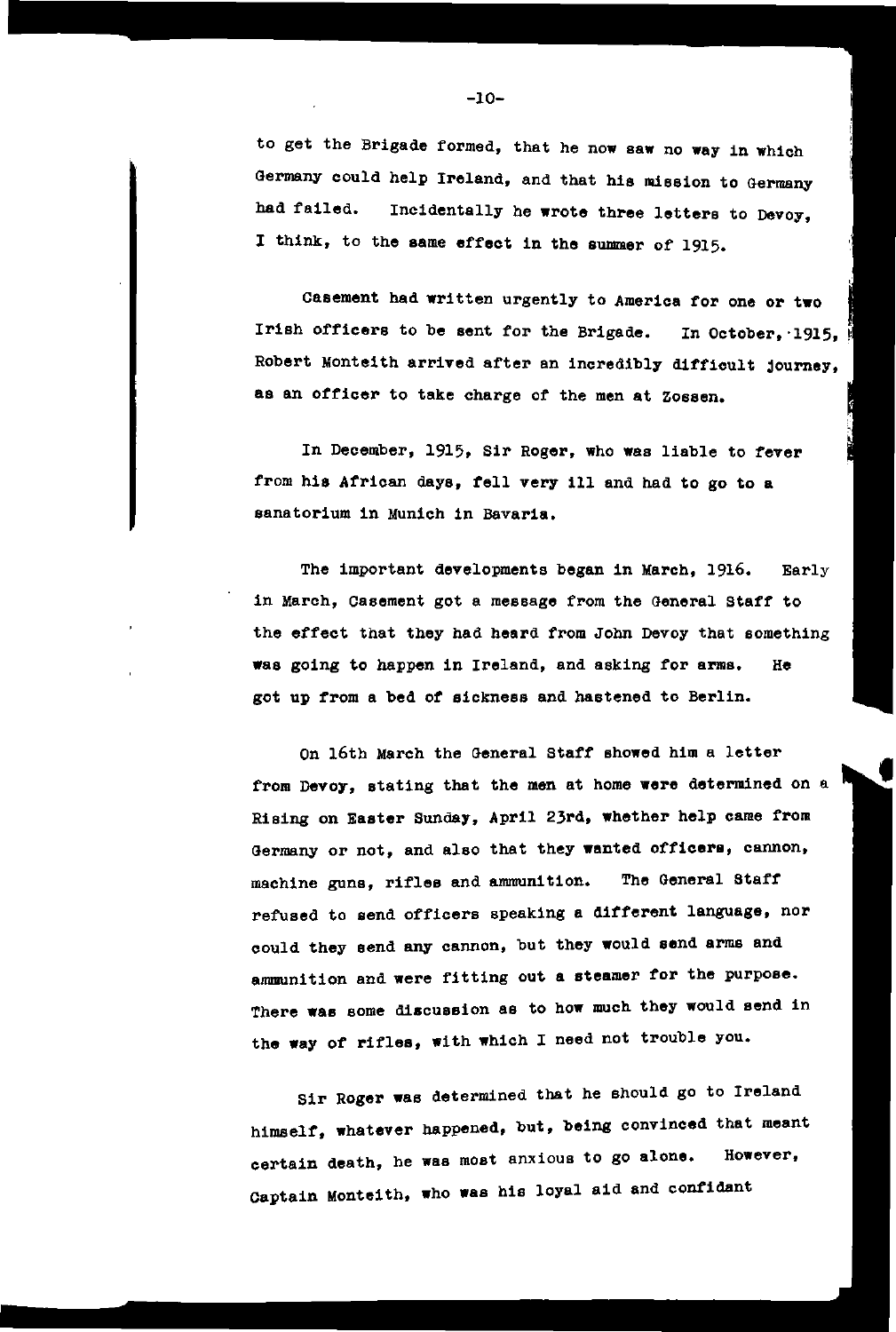to get the Brigade formed, that he now saw no way in which Germany could help Ireland, and that his mission to Germany had failed. Incidentally he wrote three letters to Devoy, I think, to the same effect in the summer of 1915.

Casement had written urgently to America for one or two Irish officers to be sent for the Brigade. In October, 1915, Robert Monteith arrived after an incredibly difficult journey, as an officer to take charge of the men at Zossen.

In December, 1915, Sir Roger, who was liable to fever from his African days, fell very ill and had to go to a sanatorium in Munich in Bavaria.

The important developments began in March, 1916. Early in March, Casement got a message from the General Staff to the effect that they had heard from John Devoy that something was going to happen in Ireland, and asking for arms. He got up from a bed of sickness and hastened to Berlin.

On 16th March the General Staff showed him a letter from Devoy, stating that the men at home were determined on a Rising on Easter Sunday, April 23rd, whether help came from Germany or not, and also that they wanted officers, cannon, machine guns, rifles and ammunition. The General Staff refused to send officers speaking a different language, nor could they send any cannon, but they would send arms and ammunition and were fitting out a steamer for the purpose. There was some discussion as to how much they would send in the way of rifles, with which I need not trouble you.

Sir Roger was determined that he should go to Ireland himself, whatever happened, but, being convinced that meant certain death, he was most anxious to go alone. However, Captain Monteith, who was his loyal aid and confidant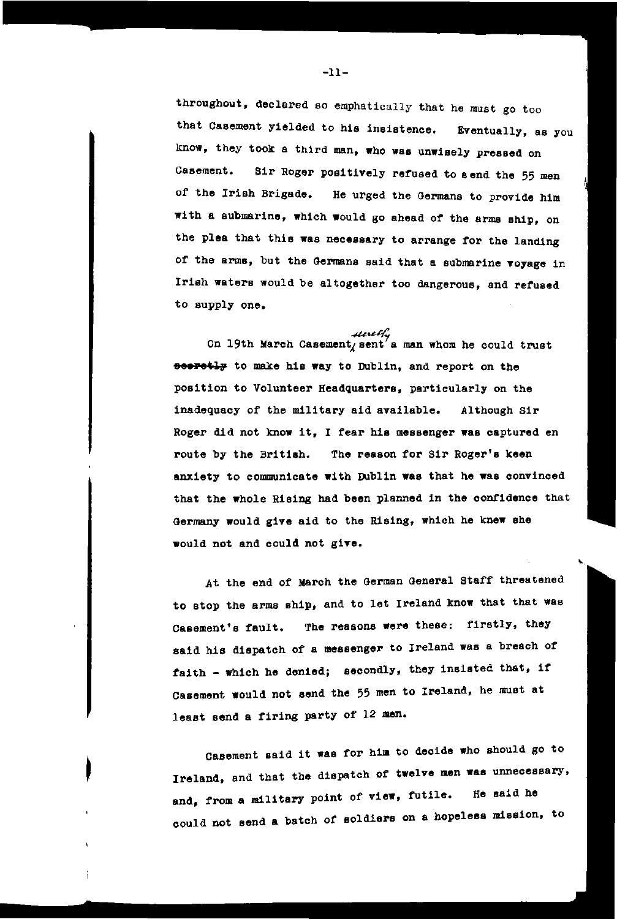throughout, declared so emphatically that he must go too that Casement yielded to his insistence. Eventually, as you know, they took a third man, who was unwisely pressed on Casement. Sir Roger positively refused to send the 55 men of the Irish Brigade. He urged the Germans to provide him with a submarine, which would go ahead of the arms ship, on the plea that this was necessary to arrange for the landing of the arms, but the Germans said that a submarine voyage in Irish waters would be altogether too dangerous, and refused to supply one.

On 19th March Casement secretly sent a man whom he could trust to make his way to Dublin, and report on the position to Volunteer Headquarters, particularly on the inadequacy of the military aid available. Although Sir Roger did not know it, I fear his messenger was captured en route by the British. The reason for Sir Roger's keen anxiety to communicate with Dublin was that he was convinced that the whole Rising had been planned in the confidence that Germany would give aid to the Rising, which he knew she would not and could not give.

At the end of March the German General Staff threatened to stop the arms ship, and to let Ireland know that that was Casement's fault. The reasons were these: firstly, they said his dispatch of a messenger to Ireland was a breach of faith - which he denied; secondly, they insisted that, if Casement would not send the 55 men to Ireland, he must at least send a firing party of 12 men.

Casement said it was for him to decide who should go to Ireland, and that the dispatch of twelve men was unnecessary, and, from a military point of view, futile. He said he could not send a batch of soldiers on a hopeless mission, to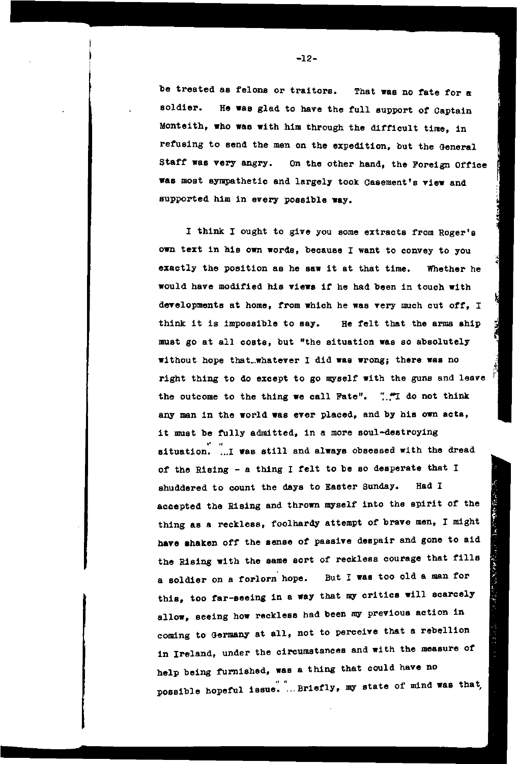be treated as felons or traitors. That was no fate for a soldier. He was glad to have the full support of Captain Monteith, who was with him through the difficult time, in refusing to send the men on the expedition, but the General Staff was very angry. On the other hand, the Foreign Office was most sympathetic and largely took Casement's view and supported him in every possible way.

I think I ought to give you some extracts from Roger's own text in his own words, because I want to convey to you exactly the position as he saw it at that time. Whether he would have modified his views if he had been in touch with developments at home, from which he was very much cut off, I think it is impossible to say. He felt that the arms ship must go at all costs, but "the situation was so absolutely without hope that whatever I did was wrong; there was no right thing to do except to go myself with the guns and leave the outcome to the thing we call Fate". "...I do not think any man in the world was ever placed, and by his own acts, it must be fully admitted, in a more soul-destroying situation." "...I was still and always obsessed with the dread of the Rising - a thing I felt to be so desperate that I shuddered to count the days to Easter Sunday. Had I accepted the Rising and thrown myself into the spirit of the thing as a reckless, foolhardy attempt of brave men, I might have shaken off the sense of passive despair and gone to aid the Rising with the same sort of reckless courage that fills a soldier on a forlorn hope. But I was too old a man for this, too far-seeing in a way that my critics will scarcely allow, seeing how reckless had been my previous action in coming to Germany at all, not to perceive that a rebellion in Ireland, under the circumstances and with the measure of help being furnished, was a thing that could have no possible hopeful issue." "...Briefly, my state of mind was that,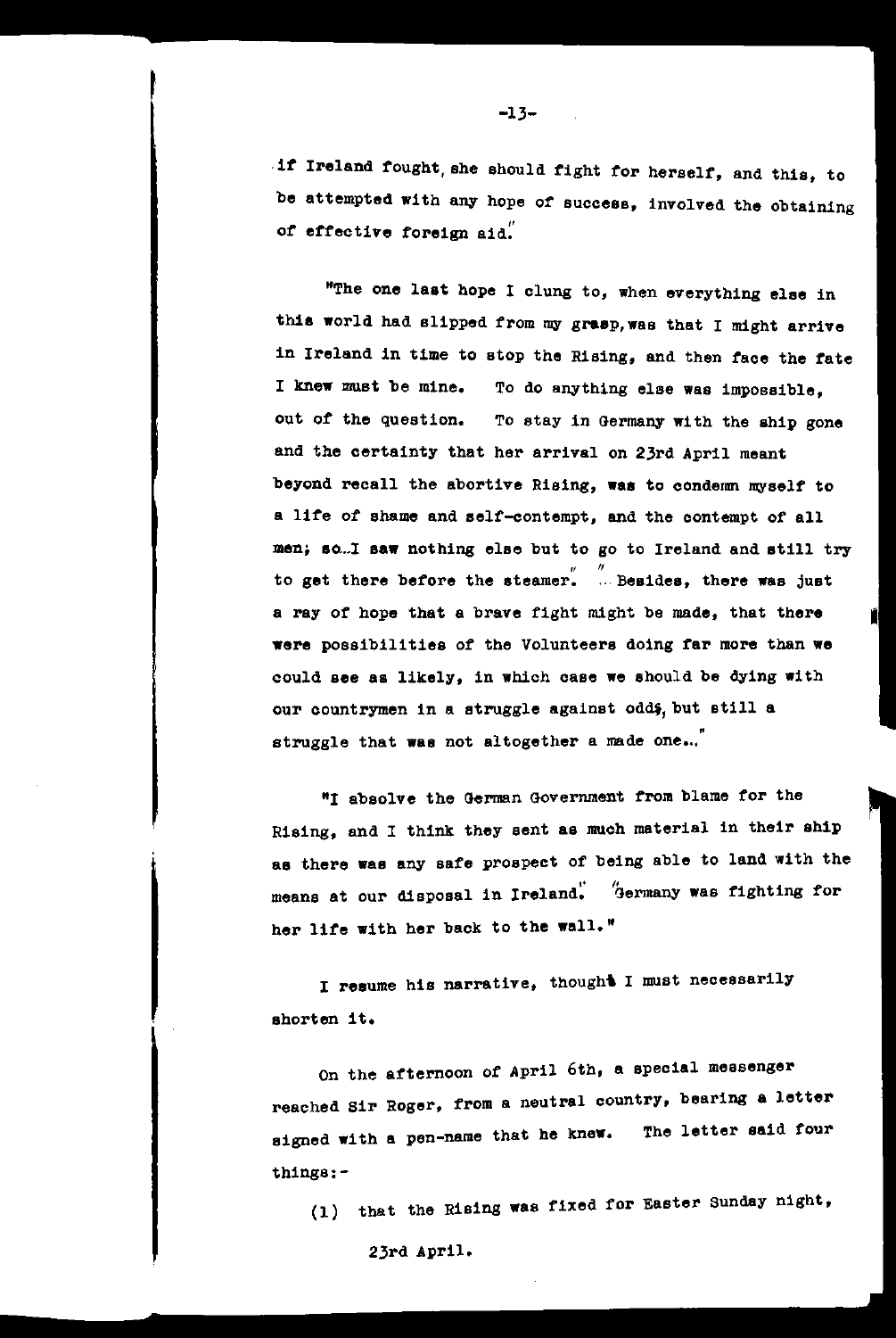if Ireland fought, she should fight for herself, and this, to be attempted with any hope of success, involved the obtaining of effective foreign aid."

"The one last hope I clung to, when everything else in this world had slipped from my grasp, was that I might arrive in Ireland in time to stop the Rising, and then face the fate I knew must be mine. To do anything else was impossible, out of the question. To stay in Germany with the ship gone and the certainty that her arrival on 23rd April meant beyond recall the abortive Rising, was to condemn myself to a life of shame and self-contempt, and the contempt of all men; so...I saw nothing else but to go to Ireland and still try to get there before the steamer." "...Besides, there was just a ray of hope that a brave fight might be made, that there were possibilities of the Volunteers doing far more than we could see as likely, in which case we should be dying with our countrymen in a struggle against odds, but still a struggle that was not altogether a made one..."

"I absolve the German Government from blame for the Rising, and I think they sent as much material in their ship as there was any safe prospect of being able to land with the means at our disposal in Ireland." "Germany was fighting for her life with her back to the wall."

I resume his narrative, though I must necessarily shorten it.

On the afternoon of April 6th, a special messenger reached Sir Roger, from a neutral country, bearing a letter signed with a pen-name that he knew. The letter said four things:-

(1) that the Rising was fixed for Easter Sunday night, 23rd April.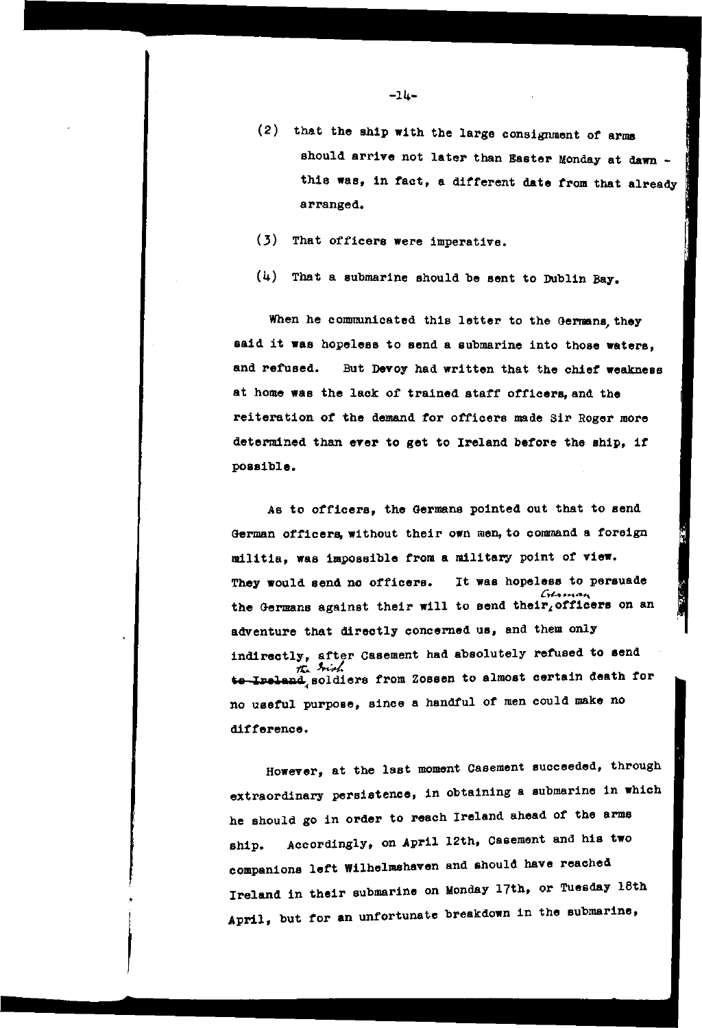(2) that the ship with the large consignment of arms should arrive not later than Easter Monday at dawn - this was, in fact, a different date from that already arranged.

(3) That officers were imperative.

(4) That a submarine should be sent to Dublin Bay.

When he communicated this letter to the Germans, they said it was hopeless to send a submarine into those waters, and refused. But Devoy had written that the chief weakness at home was the lack of trained staff officers, and the reiteration of the demand for officers made Sir Roger more determined than ever to get to Ireland before the ship, if possible.

As to officers, the Germans pointed out that to send German officers, without their own men, to command a foreign militia, was impossible from a military point of view. They would send no officers. It was hopeless to persuade the Germans against their will to send their German officers on an adventure that directly concerned us, and them only indirectly, after Casement had absolutely refused to send ~~to Ireland~~ the Irish soldiers from Zossen to almost certain death for no useful purpose, since a handful of men could make no difference.

However, at the last moment Casement succeeded, through extraordinary persistence, in obtaining a submarine in which he should go in order to reach Ireland ahead of the arms ship. Accordingly, on April 12th, Casement and his two companions left Wilhelmshaven and should have reached Ireland in their submarine on Monday 17th, or Tuesday 18th April, but for an unfortunate breakdown in the submarine,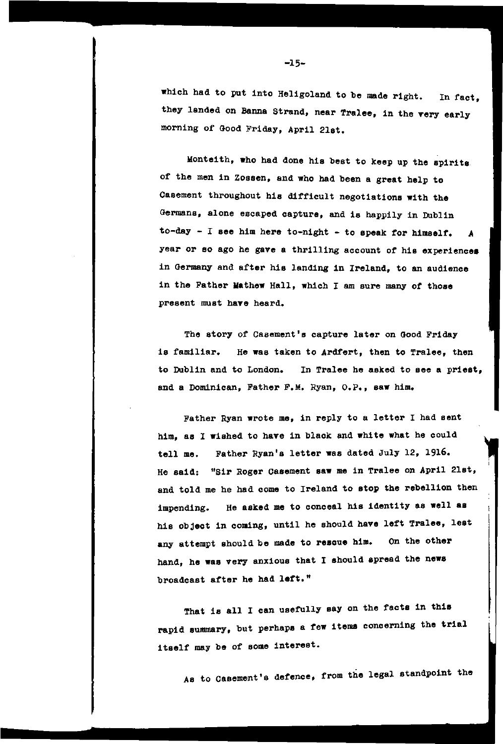which had to put into Heligoland to be made right. In fact, they landed on Banna Strand, near Tralee, in the very early morning of Good Friday, April 21st.

Monteith, who had done his best to keep up the spirits of the men in Zossen, and who had been a great help to Casement throughout his difficult negotiations with the Germans, alone escaped capture, and is happily in Dublin to-day - I see him here to-night - to speak for himself. A year or so ago he gave a thrilling account of his experiences in Germany and after his landing in Ireland, to an audience in the Father Mathew Hall, which I am sure many of those present must have heard.

The story of Casement's capture later on Good Friday is familiar. He was taken to Ardfert, then to Tralee, then to Dublin and to London. In Tralee he asked to see a priest, and a Dominican, Father F.M. Ryan, O.P., saw him.

Father Ryan wrote me, in reply to a letter I had sent him, as I wished to have in black and white what he could tell me. Father Ryan's letter was dated July 12, 1916. He said: "Sir Roger Casement saw me in Tralee on April 21st, and told me he had come to Ireland to stop the rebellion then impending. He asked me to conceal his identity as well as his object in coming, until he should have left Tralee, lest any attempt should be made to rescue him. On the other hand, he was very anxious that I should spread the news broadcast after he had left."

That is all I can usefully say on the facts in this rapid summary, but perhaps a few items concerning the trial itself may be of some interest.

As to Casement's defence, from the legal standpoint the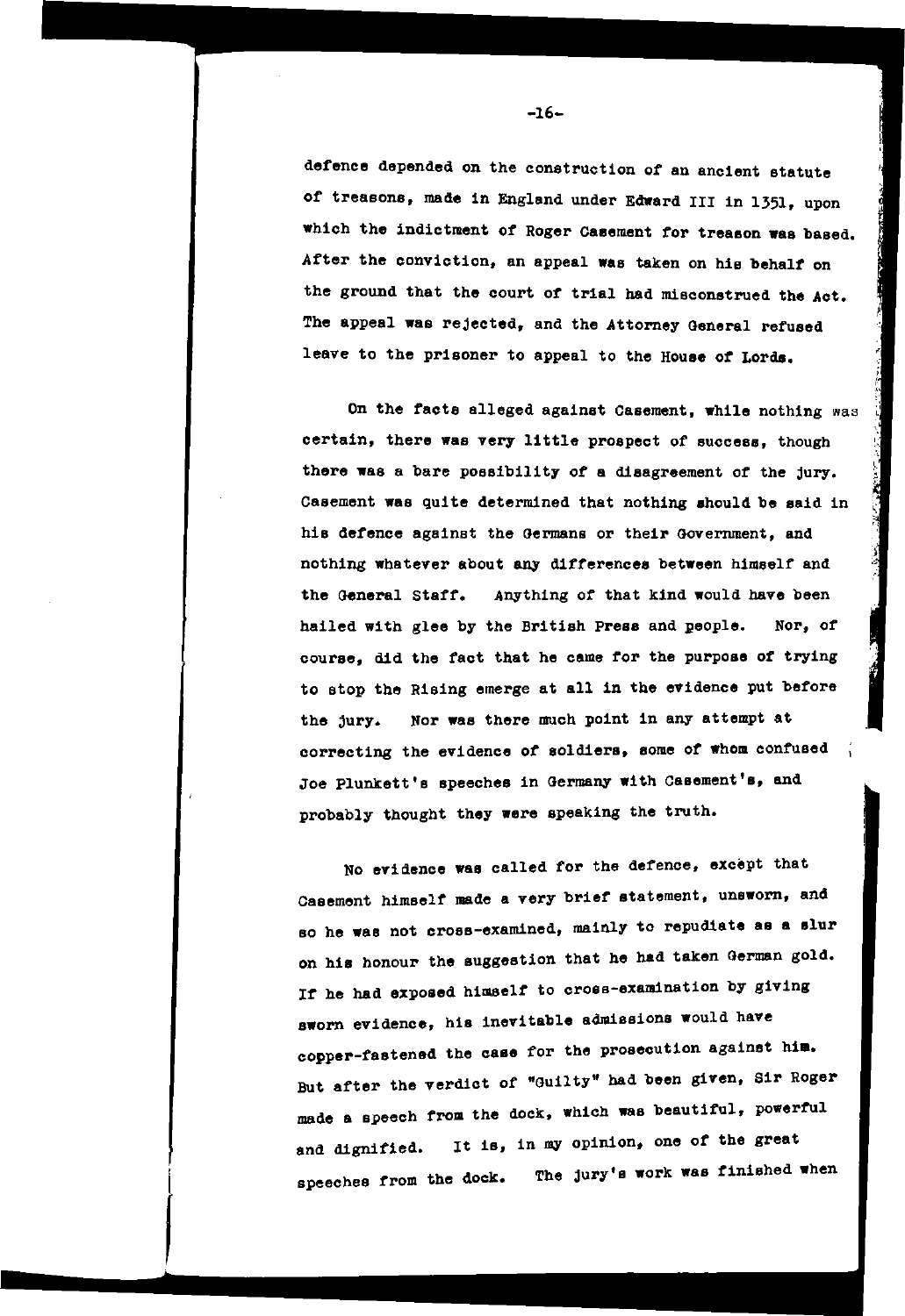defence depended on the construction of an ancient statute of treasons, made in England under Edward III in 1351, upon which the indictment of Roger Casement for treason was based. After the conviction, an appeal was taken on his behalf on the ground that the court of trial had misconstrued the Act. The appeal was rejected, and the Attorney General refused leave to the prisoner to appeal to the House of Lords.

On the facts alleged against Casement, while nothing was certain, there was very little prospect of success, though there was a bare possibility of a disagreement of the jury. Casement was quite determined that nothing should be said in his defence against the Germans or their Government, and nothing whatever about any differences between himself and the General Staff. Anything of that kind would have been hailed with glee by the British Press and people. Nor, of course, did the fact that he came for the purpose of trying to stop the Rising emerge at all in the evidence put before the jury. Nor was there much point in any attempt at correcting the evidence of soldiers, some of whom confused Joe Plunkett's speeches in Germany with Casement's, and probably thought they were speaking the truth.

No evidence was called for the defence, except that Casement himself made a very brief statement, unsworn, and so he was not cross-examined, mainly to repudiate as a slur on his honour the suggestion that he had taken German gold. If he had exposed himself to cross-examination by giving sworn evidence, his inevitable admissions would have copper-fastened the case for the prosecution against him. But after the verdict of "Guilty" had been given, Sir Roger made a speech from the dock, which was beautiful, powerful and dignified. It is, in my opinion, one of the great speeches from the dock. The jury's work was finished when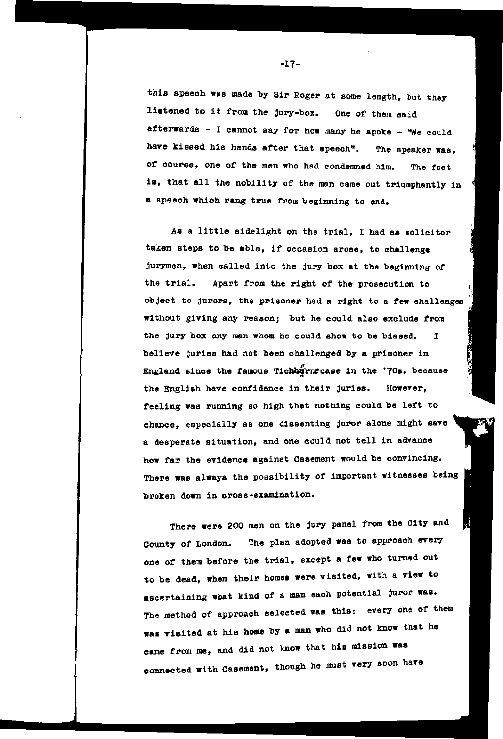this speech was made by Sir Roger at some length, but they listened to it from the jury-box. One of them said afterwards - I cannot say for how many he spoke - "We could have kissed his hands after that speech". The speaker was, of course, one of the men who had condemned him. The fact is, that all the nobility of the man came out triumphantly in a speech which rang true from beginning to end.

As a little sidelight on the trial, I had as solicitor taken steps to be able, if occasion arose, to challenge jurymen, when called into the jury box at the beginning of the trial. Apart from the right of the prosecution to object to jurors, the prisoner had a right to a few challenges without giving any reason; but he could also exclude from the jury box any man whom he could show to be biased. I believe juries had not been challenged by a prisoner in England since the famous Tichborne case in the '70s, because the English have confidence in their juries. However, feeling was running so high that nothing could be left to chance, especially as one dissenting juror alone might save a desperate situation, and one could not tell in advance how far the evidence against Casement would be convincing. There was always the possibility of important witnesses being broken down in cross-examination.

There were 200 men on the jury panel from the City and County of London. The plan adopted was to approach every one of them before the trial, except a few who turned out to be dead, when their homes were visited, with a view to ascertaining what kind of a man each potential juror was. The method of approach selected was this: every one of them was visited at his home by a man who did not know that he came from me, and did not know that his mission was connected with Casement, though he must very soon have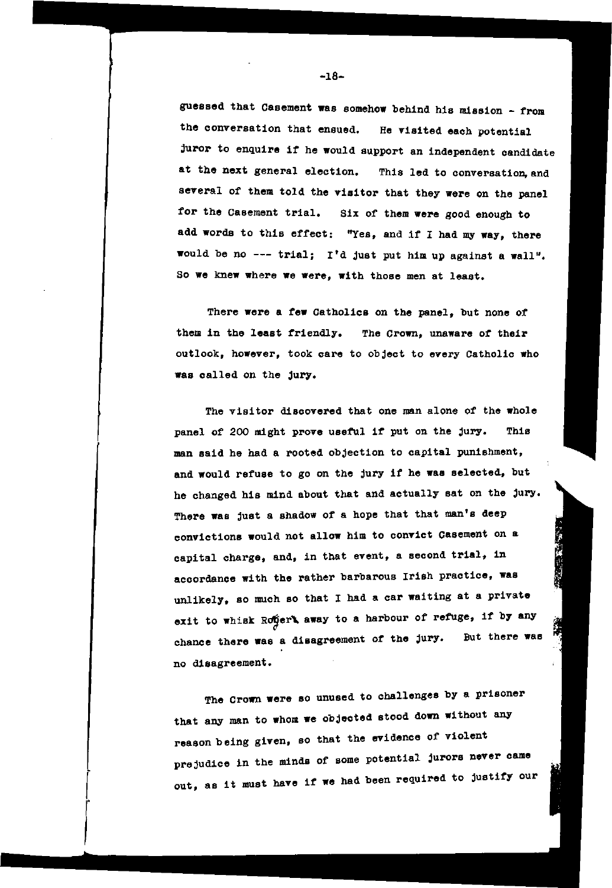guessed that Casement was somehow behind his mission - from the conversation that ensued. He visited each potential juror to enquire if he would support an independent candidate at the next general election. This led to conversation, and several of them told the visitor that they were on the panel for the Casement trial. Six of them were good enough to add words to this effect: "Yes, and if I had my way, there would be no --- trial; I'd just put him up against a wall". So we knew where we were, with those men at least.

There were a few Catholics on the panel, but none of them in the least friendly. The Crown, unaware of their outlook, however, took care to object to every Catholic who was called on the jury.

The visitor discovered that one man alone of the whole panel of 200 might prove useful if put on the jury. This man said he had a rooted objection to capital punishment, and would refuse to go on the jury if he was selected, but he changed his mind about that and actually sat on the jury. There was just a shadow of a hope that that man's deep convictions would not allow him to convict Casement on a capital charge, and, in that event, a second trial, in accordance with the rather barbarous Irish practice, was unlikely, so much so that I had a car waiting at a private exit to whisk Roger away to a harbour of refuge, if by any chance there was a disagreement of the jury. But there was no disagreement.

The Crown were so unused to challenges by a prisoner that any man to whom we objected stood down without any reason being given, so that the evidence of violent prejudice in the minds of some potential jurors never came out, as it must have if we had been required to justify our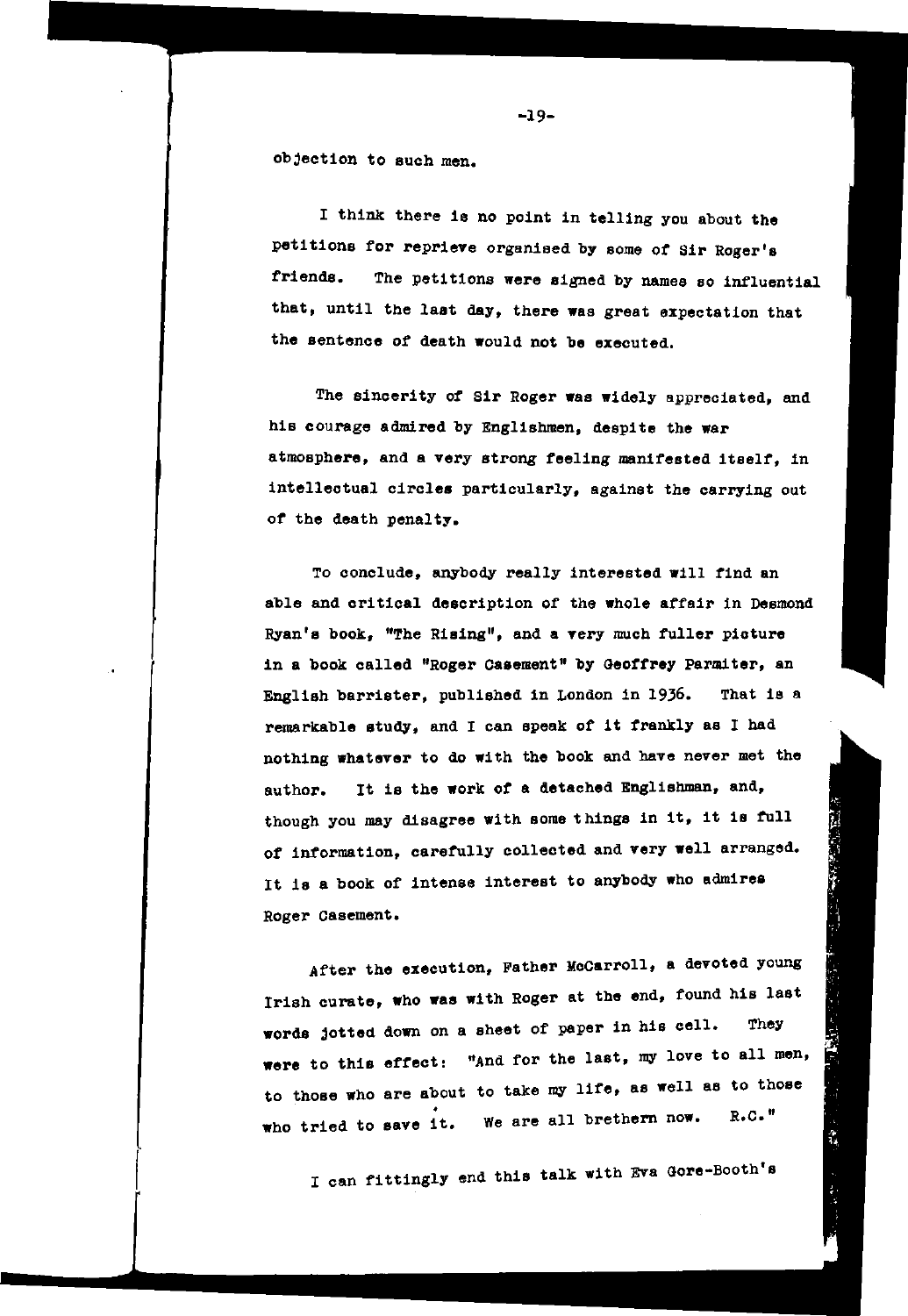objection to such men.

I think there is no point in telling you about the petitions for reprieve organised by some of Sir Roger's friends. The petitions were signed by names so influential that, until the last day, there was great expectation that the sentence of death would not be executed.

The sincerity of Sir Roger was widely appreciated, and his courage admired by Englishmen, despite the war atmosphere, and a very strong feeling manifested itself, in intellectual circles particularly, against the carrying out of the death penalty.

To conclude, anybody really interested will find an able and critical description of the whole affair in Desmond Ryan's book, "The Rising", and a very much fuller picture in a book called "Roger Casement" by Geoffrey Parmiter, an English barrister, published in London in 1936. That is a remarkable study, and I can speak of it frankly as I had nothing whatever to do with the book and have never met the author. It is the work of a detached Englishman, and, though you may disagree with some things in it, it is full of information, carefully collected and very well arranged. It is a book of intense interest to anybody who admires Roger Casement.

After the execution, Father McCarroll, a devoted young Irish curate, who was with Roger at the end, found his last words jotted down on a sheet of paper in his cell. They were to this effect: "And for the last, my love to all men, to those who are about to take my life, as well as to those who tried to save it. We are all brethern now. R.C."

I can fittingly end this talk with Eva Gore-Booth's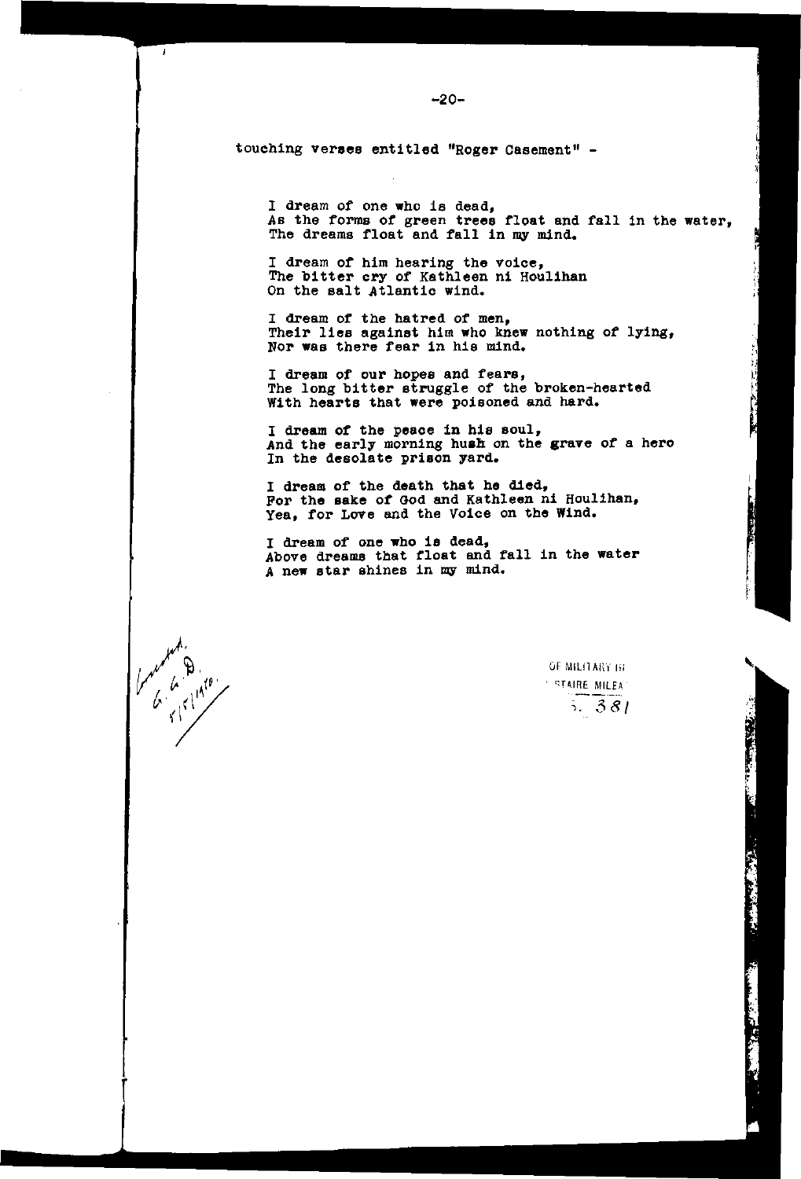touching verses entitled "Roger Casement" -

I dream of one who is dead,
As the forms of green trees float and fall in the water,
The dreams float and fall in my mind.

I dream of him hearing the voice,
The bitter cry of Kathleen ni Houlihan
On the salt Atlantic wind.

I dream of the hatred of men,
Their lies against him who knew nothing of lying,
Nor was there fear in his mind.

I dream of our hopes and fears,
The long bitter struggle of the broken-hearted
With hearts that were poisoned and hard.

I dream of the peace in his soul,
And the early morning hush on the grave of a hero
In the desolate prison yard.

I dream of the death that he died,
For the sake of God and Kathleen ni Houlihan,
Yea, for Love and the Voice on the Wind.

I dream of one who is dead,
Above dreams that float and fall in the water
A new star shines in my mind.

Grant G. D. 5/5/1950

OF MILITARY HI
STAIRE MILEA
. 381